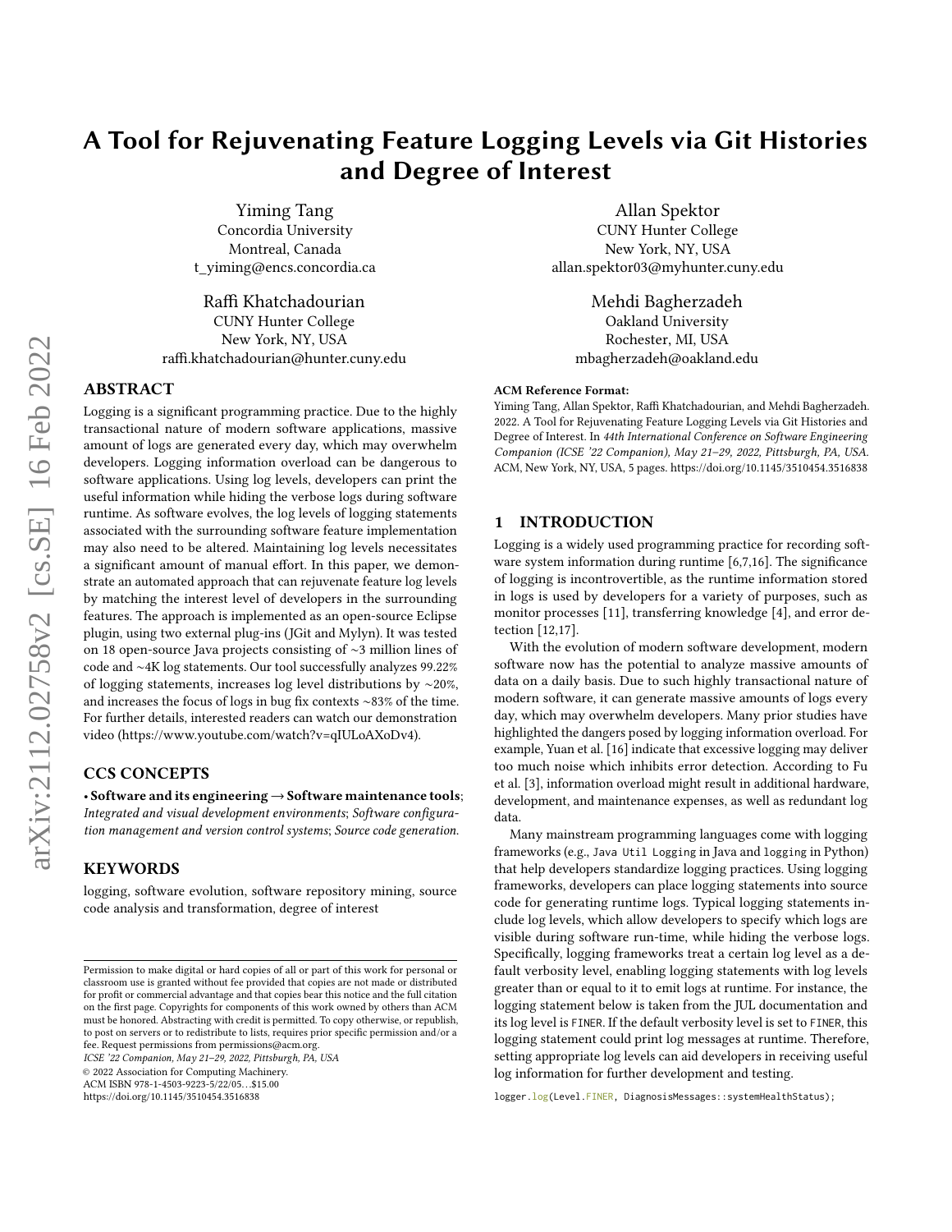# A Tool for Rejuvenating Feature Logging Levels via Git Histories and Degree of Interest

Yiming Tang
Concordia University
Montreal, Canada
t_yiming@encs.concordia.ca

Allan Spektor
CUNY Hunter College
New York, NY, USA
allan.spektor03@myhunter.cuny.edu

Raffi Khatchadourian
CUNY Hunter College
New York, NY, USA
raffi.khatchadourian@hunter.cuny.edu

Mehdi Bagherzadeh
Oakland University
Rochester, MI, USA
mbagherzadeh@oakland.edu

## ABSTRACT

Logging is a significant programming practice. Due to the highly transactional nature of modern software applications, massive amount of logs are generated every day, which may overwhelm developers. Logging information overload can be dangerous to software applications. Using log levels, developers can print the useful information while hiding the verbose logs during software runtime. As software evolves, the log levels of logging statements associated with the surrounding software feature implementation may also need to be altered. Maintaining log levels necessitates a significant amount of manual effort. In this paper, we demonstrate an automated approach that can rejuvenate feature log levels by matching the interest level of developers in the surrounding features. The approach is implemented as an open-source Eclipse plugin, using two external plug-ins (JGit and Mylyn). It was tested on 18 open-source Java projects consisting of ~3 million lines of code and ~4K log statements. Our tool successfully analyzes 99.22% of logging statements, increases log level distributions by ~20%, and increases the focus of logs in bug fix contexts ~83% of the time. For further details, interested readers can watch our demonstration video (https://www.youtube.com/watch?v=qIULoAXoDv4).

## CCS CONCEPTS

• **Software and its engineering → Software maintenance tools**; *Integrated and visual development environments*; *Software configuration management and version control systems*; *Source code generation.*

## KEYWORDS

logging, software evolution, software repository mining, source code analysis and transformation, degree of interest

Permission to make digital or hard copies of all or part of this work for personal or classroom use is granted without fee provided that copies are not made or distributed for profit or commercial advantage and that copies bear this notice and the full citation on the first page. Copyrights for components of this work owned by others than ACM must be honored. Abstracting with credit is permitted. To copy otherwise, or republish, to post on servers or to redistribute to lists, requires prior specific permission and/or a fee. Request permissions from permissions@acm.org.
*ICSE '22 Companion, May 21–29, 2022, Pittsburgh, PA, USA*
© 2022 Association for Computing Machinery.
ACM ISBN 978-1-4503-9223-5/22/05...$15.00
https://doi.org/10.1145/3510454.3516838

**ACM Reference Format:**
Yiming Tang, Allan Spektor, Raffi Khatchadourian, and Mehdi Bagherzadeh. 2022. A Tool for Rejuvenating Feature Logging Levels via Git Histories and Degree of Interest. In *44th International Conference on Software Engineering Companion (ICSE '22 Companion), May 21–29, 2022, Pittsburgh, PA, USA.* ACM, New York, NY, USA, 5 pages. https://doi.org/10.1145/3510454.3516838

## 1 INTRODUCTION

Logging is a widely used programming practice for recording software system information during runtime [6,7,16]. The significance of logging is incontrovertible, as the runtime information stored in logs is used by developers for a variety of purposes, such as monitor processes [11], transferring knowledge [4], and error detection [12,17].

With the evolution of modern software development, modern software now has the potential to analyze massive amounts of data on a daily basis. Due to such highly transactional nature of modern software, it can generate massive amounts of logs every day, which may overwhelm developers. Many prior studies have highlighted the dangers posed by logging information overload. For example, Yuan et al. [16] indicate that excessive logging may deliver too much noise which inhibits error detection. According to Fu et al. [3], information overload might result in additional hardware, development, and maintenance expenses, as well as redundant log data.

Many mainstream programming languages come with logging frameworks (e.g., `Java Util Logging` in Java and `logging` in Python) that help developers standardize logging practices. Using logging frameworks, developers can place logging statements into source code for generating runtime logs. Typical logging statements include log levels, which allow developers to specify which logs are visible during software run-time, while hiding the verbose logs. Specifically, logging frameworks treat a certain log level as a default verbosity level, enabling logging statements with log levels greater than or equal to it to emit logs at runtime. For instance, the logging statement below is taken from the JUL documentation and its log level is `FINER`. If the default verbosity level is set to `FINER`, this logging statement could print log messages at runtime. Therefore, setting appropriate log levels can aid developers in receiving useful log information for further development and testing.

```
logger.log(Level.FINER, DiagnosisMessages::systemHealthStatus);
```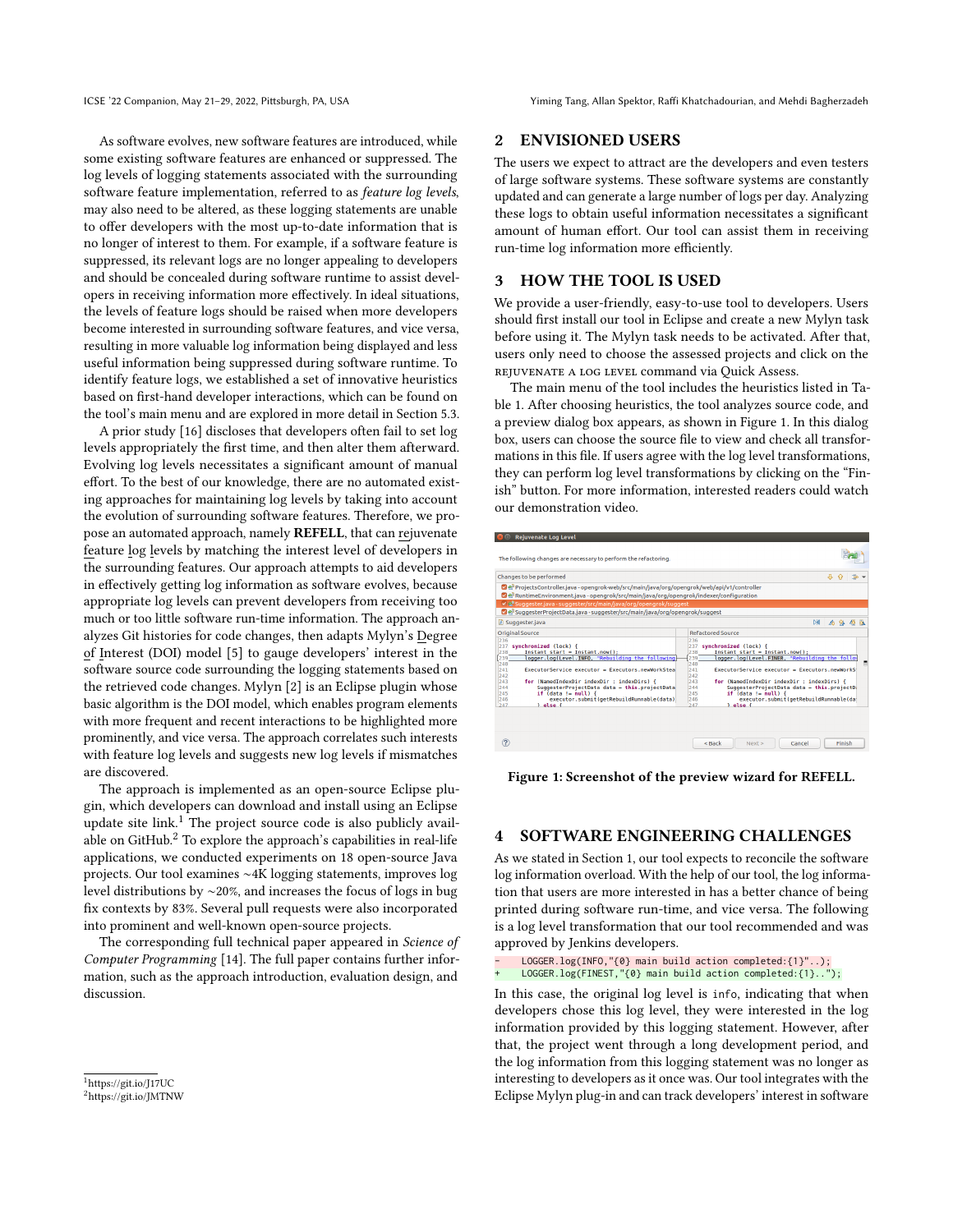As software evolves, new software features are introduced, while some existing software features are enhanced or suppressed. The log levels of logging statements associated with the surrounding software feature implementation, referred to as *feature log levels*, may also need to be altered, as these logging statements are unable to offer developers with the most up-to-date information that is no longer of interest to them. For example, if a software feature is suppressed, its relevant logs are no longer appealing to developers and should be concealed during software runtime to assist developers in receiving information more effectively. In ideal situations, the levels of feature logs should be raised when more developers become interested in surrounding software features, and vice versa, resulting in more valuable log information being displayed and less useful information being suppressed during software runtime. To identify feature logs, we established a set of innovative heuristics based on first-hand developer interactions, which can be found on the tool's main menu and are explored in more detail in Section 5.3.

A prior study [16] discloses that developers often fail to set log levels appropriately the first time, and then alter them afterward. Evolving log levels necessitates a significant amount of manual effort. To the best of our knowledge, there are no automated existing approaches for maintaining log levels by taking into account the evolution of surrounding software features. Therefore, we propose an automated approach, namely **REFELL**, that can rejuvenate feature log levels by matching the interest level of developers in the surrounding features. Our approach attempts to aid developers in effectively getting log information as software evolves, because appropriate log levels can prevent developers from receiving too much or too little software run-time information. The approach analyzes Git histories for code changes, then adapts Mylyn's Degree of Interest (DOI) model [5] to gauge developers' interest in the software source code surrounding the logging statements based on the retrieved code changes. Mylyn [2] is an Eclipse plugin whose basic algorithm is the DOI model, which enables program elements with more frequent and recent interactions to be highlighted more prominently, and vice versa. The approach correlates such interests with feature log levels and suggests new log levels if mismatches are discovered.

The approach is implemented as an open-source Eclipse plugin, which developers can download and install using an Eclipse update site link.[1] The project source code is also publicly available on GitHub.[2] To explore the approach's capabilities in real-life applications, we conducted experiments on 18 open-source Java projects. Our tool examines ~4K logging statements, improves log level distributions by ~20%, and increases the focus of logs in bug fix contexts by 83%. Several pull requests were also incorporated into prominent and well-known open-source projects.

The corresponding full technical paper appeared in *Science of Computer Programming* [14]. The full paper contains further information, such as the approach introduction, evaluation design, and discussion.

[1] https://git.io/J17UC
[2] https://git.io/JMTNW

## 2 ENVISIONED USERS

The users we expect to attract are the developers and even testers of large software systems. These software systems are constantly updated and can generate a large number of logs per day. Analyzing these logs to obtain useful information necessitates a significant amount of human effort. Our tool can assist them in receiving run-time log information more efficiently.

## 3 HOW THE TOOL IS USED

We provide a user-friendly, easy-to-use tool to developers. Users should first install our tool in Eclipse and create a new Mylyn task before using it. The Mylyn task needs to be activated. After that, users only need to choose the assessed projects and click on the REJUVENATE A LOG LEVEL command via Quick Assess.

The main menu of the tool includes the heuristics listed in Table 1. After choosing heuristics, the tool analyzes source code, and a preview dialog box appears, as shown in Figure 1. In this dialog box, users can choose the source file to view and check all transformations in this file. If users agree with the log level transformations, they can perform log level transformations by clicking on the "Finish" button. For more information, interested readers could watch our demonstration video.

**Figure 1: Screenshot of the preview wizard for REFELL.**

## 4 SOFTWARE ENGINEERING CHALLENGES

As we stated in Section 1, our tool expects to reconcile the software log information overload. With the help of our tool, the log information that users are more interested in has a better chance of being printed during software run-time, and vice versa. The following is a log level transformation that our tool recommended and was approved by Jenkins developers.

```
-    LOGGER.log(INFO,"{0} main build action completed:{1}"..);
+    LOGGER.log(FINEST,"{0} main build action completed:{1}..");
```

In this case, the original log level is `info`, indicating that when developers chose this log level, they were interested in the log information provided by this logging statement. However, after that, the project went through a long development period, and the log information from this logging statement was no longer as interesting to developers as it once was. Our tool integrates with the Eclipse Mylyn plug-in and can track developers' interest in software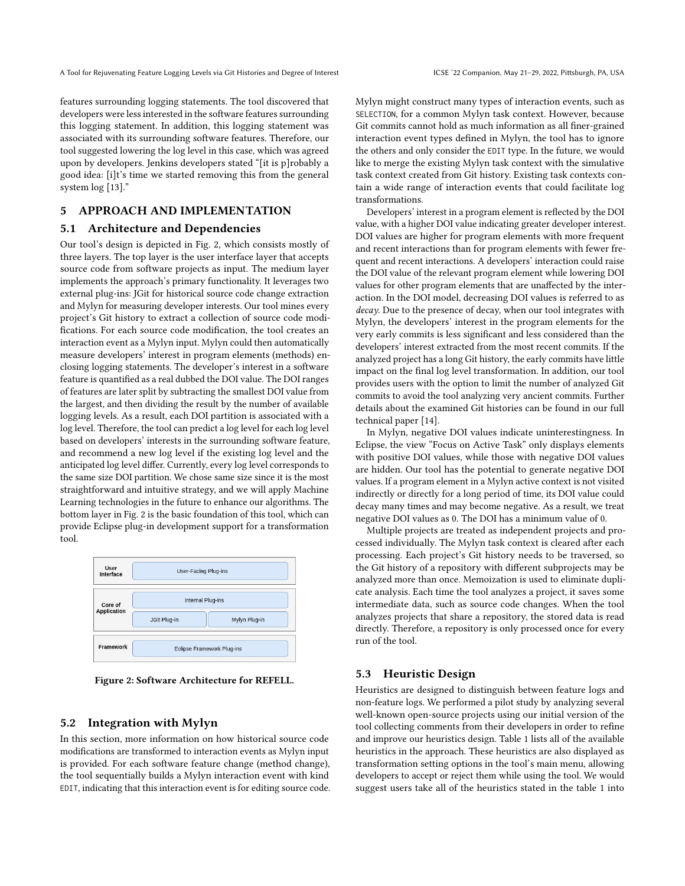features surrounding logging statements. The tool discovered that developers were less interested in the software features surrounding this logging statement. In addition, this logging statement was associated with its surrounding software features. Therefore, our tool suggested lowering the log level in this case, which was agreed upon by developers. Jenkins developers stated "[it is p]robably a good idea: [i]t's time we started removing this from the general system log [13]."

## 5 APPROACH AND IMPLEMENTATION

### 5.1 Architecture and Dependencies

Our tool's design is depicted in Fig. 2, which consists mostly of three layers. The top layer is the user interface layer that accepts source code from software projects as input. The medium layer implements the approach's primary functionality. It leverages two external plug-ins: JGit for historical source code change extraction and Mylyn for measuring developer interests. Our tool mines every project's Git history to extract a collection of source code modifications. For each source code modification, the tool creates an interaction event as a Mylyn input. Mylyn could then automatically measure developers' interest in program elements (methods) enclosing logging statements. The developer's interest in a software feature is quantified as a real dubbed the DOI value. The DOI ranges of features are later split by subtracting the smallest DOI value from the largest, and then dividing the result by the number of available logging levels. As a result, each DOI partition is associated with a log level. Therefore, the tool can predict a log level for each log level based on developers' interests in the surrounding software feature, and recommend a new log level if the existing log level and the anticipated log level differ. Currently, every log level corresponds to the same size DOI partition. We chose same size since it is the most straightforward and intuitive strategy, and we will apply Machine Learning technologies in the future to enhance our algorithms. The bottom layer in Fig. 2 is the basic foundation of this tool, which can provide Eclipse plug-in development support for a transformation tool.

| User Interface | User-Facing Plug-ins | |
|---|---|---|
| Core of Application | Internal Plug-ins | |
| | JGit Plug-in | Mylyn Plug-in |
| Framework | Eclipse Framework Plug-ins | |

**Figure 2: Software Architecture for REFELL.**

### 5.2 Integration with Mylyn

In this section, more information on how historical source code modifications are transformed to interaction events as Mylyn input is provided. For each software feature change (method change), the tool sequentially builds a Mylyn interaction event with kind `EDIT`, indicating that this interaction event is for editing source code. Mylyn might construct many types of interaction events, such as `SELECTION`, for a common Mylyn task context. However, because Git commits cannot hold as much information as all finer-grained interaction event types defined in Mylyn, the tool has to ignore the others and only consider the `EDIT` type. In the future, we would like to merge the existing Mylyn task context with the simulative task context created from Git history. Existing task contexts contain a wide range of interaction events that could facilitate log transformations.

Developers' interest in a program element is reflected by the DOI value, with a higher DOI value indicating greater developer interest. DOI values are higher for program elements with more frequent and recent interactions than for program elements with fewer frequent and recent interactions. A developers' interaction could raise the DOI value of the relevant program element while lowering DOI values for other program elements that are unaffected by the interaction. In the DOI model, decreasing DOI values is referred to as *decay*. Due to the presence of decay, when our tool integrates with Mylyn, the developers' interest in the program elements for the very early commits is less significant and less considered than the developers' interest extracted from the most recent commits. If the analyzed project has a long Git history, the early commits have little impact on the final log level transformation. In addition, our tool provides users with the option to limit the number of analyzed Git commits to avoid the tool analyzing very ancient commits. Further details about the examined Git histories can be found in our full technical paper [14].

In Mylyn, negative DOI values indicate uninterestingness. In Eclipse, the view "Focus on Active Task" only displays elements with positive DOI values, while those with negative DOI values are hidden. Our tool has the potential to generate negative DOI values. If a program element in a Mylyn active context is not visited indirectly or directly for a long period of time, its DOI value could decay many times and may become negative. As a result, we treat negative DOI values as `0`. The DOI has a minimum value of `0`.

Multiple projects are treated as independent projects and processed individually. The Mylyn task context is cleared after each processing. Each project's Git history needs to be traversed, so the Git history of a repository with different subprojects may be analyzed more than once. Memoization is used to eliminate duplicate analysis. Each time the tool analyzes a project, it saves some intermediate data, such as source code changes. When the tool analyzes projects that share a repository, the stored data is read directly. Therefore, a repository is only processed once for every run of the tool.

### 5.3 Heuristic Design

Heuristics are designed to distinguish between feature logs and non-feature logs. We performed a pilot study by analyzing several well-known open-source projects using our initial version of the tool collecting comments from their developers in order to refine and improve our heuristics design. Table 1 lists all of the available heuristics in the approach. These heuristics are also displayed as transformation setting options in the tool's main menu, allowing developers to accept or reject them while using the tool. We would suggest users take all of the heuristics stated in the table 1 into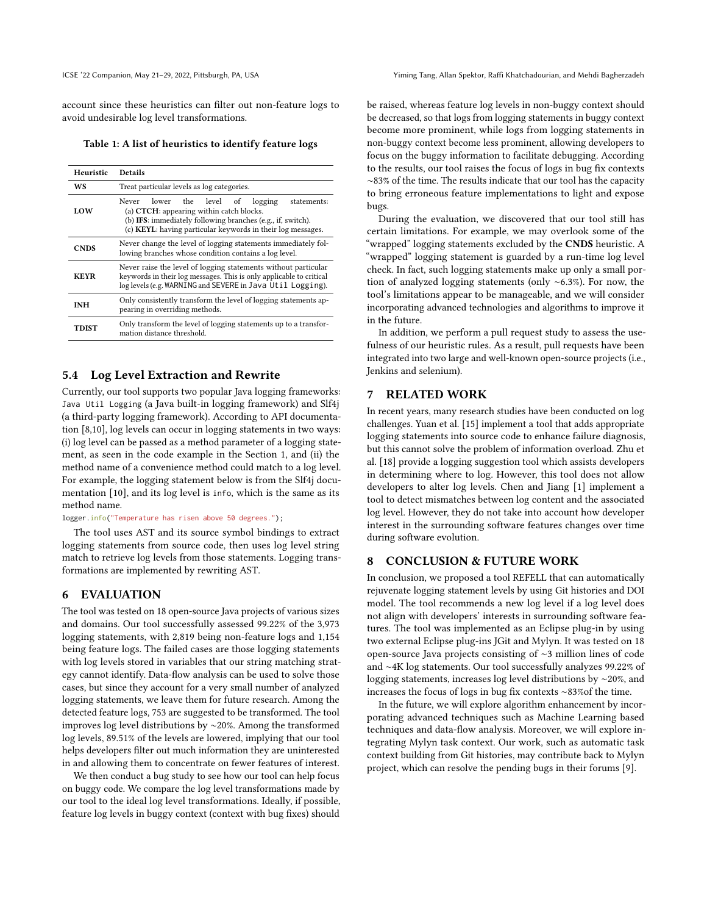account since these heuristics can filter out non-feature logs to avoid undesirable log level transformations.

Table 1: A list of heuristics to identify feature logs

| Heuristic | Details |
|---|---|
| **WS** | Treat particular levels as log categories. |
| **LOW** | Never lower the level of logging statements: (a) **CTCH**: appearing within catch blocks. (b) **IFS**: immediately following branches (e.g., if, switch). (c) **KEYL**: having particular keywords in their log messages. |
| **CNDS** | Never change the level of logging statements immediately following branches whose condition contains a log level. |
| **KEYR** | Never raise the level of logging statements without particular keywords in their log messages. This is only applicable to critical log levels (e.g. `WARNING` and `SEVERE` in `Java Util Logging`). |
| **INH** | Only consistently transform the level of logging statements appearing in overriding methods. |
| **TDIST** | Only transform the level of logging statements up to a transformation distance threshold. |

## 5.4 Log Level Extraction and Rewrite

Currently, our tool supports two popular Java logging frameworks: `Java Util Logging` (a Java built-in logging framework) and Slf4j (a third-party logging framework). According to API documentation [8,10], log levels can occur in logging statements in two ways: (i) log level can be passed as a method parameter of a logging statement, as seen in the code example in the Section 1, and (ii) the method name of a convenience method could match to a log level. For example, the logging statement below is from the Slf4j documentation [10], and its log level is `info`, which is the same as its method name.

```
logger.info("Temperature has risen above 50 degrees.");
```

The tool uses AST and its source symbol bindings to extract logging statements from source code, then uses log level string match to retrieve log levels from those statements. Logging transformations are implemented by rewriting AST.

# 6 EVALUATION

The tool was tested on 18 open-source Java projects of various sizes and domains. Our tool successfully assessed 99.22% of the 3,973 logging statements, with 2,819 being non-feature logs and 1,154 being feature logs. The failed cases are those logging statements with log levels stored in variables that our string matching strategy cannot identify. Data-flow analysis can be used to solve those cases, but since they account for a very small number of analyzed logging statements, we leave them for future research. Among the detected feature logs, 753 are suggested to be transformed. The tool improves log level distributions by ~20%. Among the transformed log levels, 89.51% of the levels are lowered, implying that our tool helps developers filter out much information they are uninterested in and allowing them to concentrate on fewer features of interest.

We then conduct a bug study to see how our tool can help focus on buggy code. We compare the log level transformations made by our tool to the ideal log level transformations. Ideally, if possible, feature log levels in buggy context (context with bug fixes) should be raised, whereas feature log levels in non-buggy context should be decreased, so that logs from logging statements in buggy context become more prominent, while logs from logging statements in non-buggy context become less prominent, allowing developers to focus on the buggy information to facilitate debugging. According to the results, our tool raises the focus of logs in bug fix contexts ~83% of the time. The results indicate that our tool has the capacity to bring erroneous feature implementations to light and expose bugs.

During the evaluation, we discovered that our tool still has certain limitations. For example, we may overlook some of the "wrapped" logging statements excluded by the **CNDS** heuristic. A "wrapped" logging statement is guarded by a run-time log level check. In fact, such logging statements make up only a small portion of analyzed logging statements (only ~6.3%). For now, the tool's limitations appear to be manageable, and we will consider incorporating advanced technologies and algorithms to improve it in the future.

In addition, we perform a pull request study to assess the usefulness of our heuristic rules. As a result, pull requests have been integrated into two large and well-known open-source projects (i.e., Jenkins and selenium).

# 7 RELATED WORK

In recent years, many research studies have been conducted on log challenges. Yuan et al. [15] implement a tool that adds appropriate logging statements into source code to enhance failure diagnosis, but this cannot solve the problem of information overload. Zhu et al. [18] provide a logging suggestion tool which assists developers in determining where to log. However, this tool does not allow developers to alter log levels. Chen and Jiang [1] implement a tool to detect mismatches between log content and the associated log level. However, they do not take into account how developer interest in the surrounding software features changes over time during software evolution.

# 8 CONCLUSION & FUTURE WORK

In conclusion, we proposed a tool REFELL that can automatically rejuvenate logging statement levels by using Git histories and DOI model. The tool recommends a new log level if a log level does not align with developers' interests in surrounding software features. The tool was implemented as an Eclipse plug-in by using two external Eclipse plug-ins JGit and Mylyn. It was tested on 18 open-source Java projects consisting of ~3 million lines of code and ~4K log statements. Our tool successfully analyzes 99.22% of logging statements, increases log level distributions by ~20%, and increases the focus of logs in bug fix contexts ~83%of the time.

In the future, we will explore algorithm enhancement by incorporating advanced techniques such as Machine Learning based techniques and data-flow analysis. Moreover, we will explore integrating Mylyn task context. Our work, such as automatic task context building from Git histories, may contribute back to Mylyn project, which can resolve the pending bugs in their forums [9].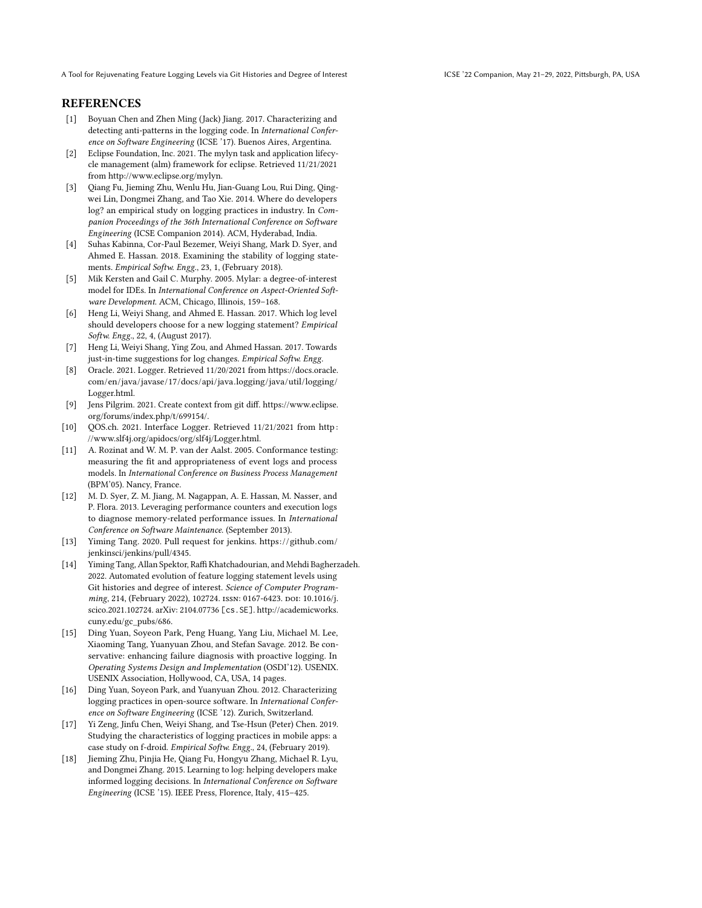## REFERENCES

- [1] Boyuan Chen and Zhen Ming (Jack) Jiang. 2017. Characterizing and detecting anti-patterns in the logging code. In *International Conference on Software Engineering* (ICSE '17). Buenos Aires, Argentina.
- [2] Eclipse Foundation, Inc. 2021. The mylyn task and application lifecycle management (alm) framework for eclipse. Retrieved 11/21/2021 from http://www.eclipse.org/mylyn.
- [3] Qiang Fu, Jieming Zhu, Wenlu Hu, Jian-Guang Lou, Rui Ding, Qingwei Lin, Dongmei Zhang, and Tao Xie. 2014. Where do developers log? an empirical study on logging practices in industry. In *Companion Proceedings of the 36th International Conference on Software Engineering* (ICSE Companion 2014). ACM, Hyderabad, India.
- [4] Suhas Kabinna, Cor-Paul Bezemer, Weiyi Shang, Mark D. Syer, and Ahmed E. Hassan. 2018. Examining the stability of logging statements. *Empirical Softw. Engg.*, 23, 1, (February 2018).
- [5] Mik Kersten and Gail C. Murphy. 2005. Mylar: a degree-of-interest model for IDEs. In *International Conference on Aspect-Oriented Software Development*. ACM, Chicago, Illinois, 159–168.
- [6] Heng Li, Weiyi Shang, and Ahmed E. Hassan. 2017. Which log level should developers choose for a new logging statement? *Empirical Softw. Engg.*, 22, 4, (August 2017).
- [7] Heng Li, Weiyi Shang, Ying Zou, and Ahmed Hassan. 2017. Towards just-in-time suggestions for log changes. *Empirical Softw. Engg.*
- [8] Oracle. 2021. Logger. Retrieved 11/20/2021 from https://docs.oracle.com/en/java/javase/17/docs/api/java.logging/java/util/logging/Logger.html.
- [9] Jens Pilgrim. 2021. Create context from git diff. https://www.eclipse.org/forums/index.php/t/699154/.
- [10] QOS.ch. 2021. Interface Logger. Retrieved 11/21/2021 from http://www.slf4j.org/apidocs/org/slf4j/Logger.html.
- [11] A. Rozinat and W. M. P. van der Aalst. 2005. Conformance testing: measuring the fit and appropriateness of event logs and process models. In *International Conference on Business Process Management* (BPM'05). Nancy, France.
- [12] M. D. Syer, Z. M. Jiang, M. Nagappan, A. E. Hassan, M. Nasser, and P. Flora. 2013. Leveraging performance counters and execution logs to diagnose memory-related performance issues. In *International Conference on Software Maintenance*. (September 2013).
- [13] Yiming Tang. 2020. Pull request for jenkins. https://github.com/jenkinsci/jenkins/pull/4345.
- [14] Yiming Tang, Allan Spektor, Raffi Khatchadourian, and Mehdi Bagherzadeh. 2022. Automated evolution of feature logging statement levels using Git histories and degree of interest. *Science of Computer Programming*, 214, (February 2022), 102724. ISSN: 0167-6423. DOI: 10.1016/j.scico.2021.102724. arXiv: 2104.07736 [cs.SE]. http://academicworks.cuny.edu/gc_pubs/686.
- [15] Ding Yuan, Soyeon Park, Peng Huang, Yang Liu, Michael M. Lee, Xiaoming Tang, Yuanyuan Zhou, and Stefan Savage. 2012. Be conservative: enhancing failure diagnosis with proactive logging. In *Operating Systems Design and Implementation* (OSDI'12). USENIX. USENIX Association, Hollywood, CA, USA, 14 pages.
- [16] Ding Yuan, Soyeon Park, and Yuanyuan Zhou. 2012. Characterizing logging practices in open-source software. In *International Conference on Software Engineering* (ICSE '12). Zurich, Switzerland.
- [17] Yi Zeng, Jinfu Chen, Weiyi Shang, and Tse-Hsun (Peter) Chen. 2019. Studying the characteristics of logging practices in mobile apps: a case study on f-droid. *Empirical Softw. Engg.*, 24, (February 2019).
- [18] Jieming Zhu, Pinjia He, Qiang Fu, Hongyu Zhang, Michael R. Lyu, and Dongmei Zhang. 2015. Learning to log: helping developers make informed logging decisions. In *International Conference on Software Engineering* (ICSE '15). IEEE Press, Florence, Italy, 415–425.